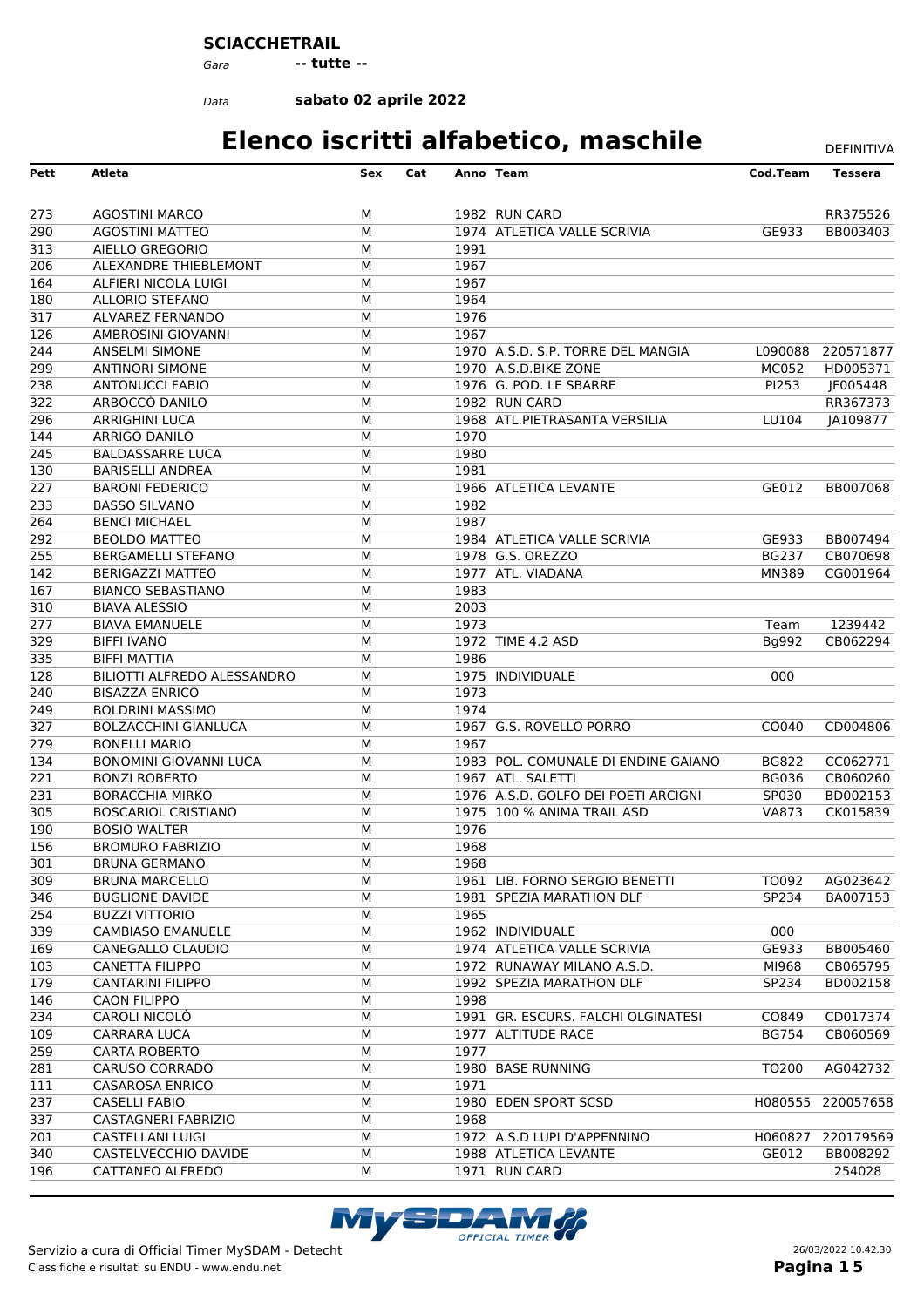**SCIACCHETRAIL**

*Gara* **-- tutte --**

*Data* **sabato 02 aprile 2022**

# Elenco iscritti alfabetico, maschile

DEFINITIVA

| Pett | Atleta | Sex | Cat | Anno | Team | Cod.Team | Tessera |
|---|---|---|---|---|---|---|---|
| 273 | AGOSTINI MARCO | M | | 1982 | RUN CARD | | RR375526 |
| 290 | AGOSTINI MATTEO | M | | 1974 | ATLETICA VALLE SCRIVIA | GE933 | BB003403 |
| 313 | AIELLO GREGORIO | M | | 1991 | | | |
| 206 | ALEXANDRE THIEBLEMONT | M | | 1967 | | | |
| 164 | ALFIERI NICOLA LUIGI | M | | 1967 | | | |
| 180 | ALLORIO STEFANO | M | | 1964 | | | |
| 317 | ALVAREZ FERNANDO | M | | 1976 | | | |
| 126 | AMBROSINI GIOVANNI | M | | 1967 | | | |
| 244 | ANSELMI SIMONE | M | | 1970 | A.S.D. S.P. TORRE DEL MANGIA | L090088 | 220571877 |
| 299 | ANTINORI SIMONE | M | | 1970 | A.S.D.BIKE ZONE | MC052 | HD005371 |
| 238 | ANTONUCCI FABIO | M | | 1976 | G. POD. LE SBARRE | PI253 | JF005448 |
| 322 | ARBOCCÒ DANILO | M | | 1982 | RUN CARD | | RR367373 |
| 296 | ARRIGHINI LUCA | M | | 1968 | ATL.PIETRASANTA VERSILIA | LU104 | JA109877 |
| 144 | ARRIGO DANILO | M | | 1970 | | | |
| 245 | BALDASSARRE LUCA | M | | 1980 | | | |
| 130 | BARISELLI ANDREA | M | | 1981 | | | |
| 227 | BARONI FEDERICO | M | | 1966 | ATLETICA LEVANTE | GE012 | BB007068 |
| 233 | BASSO SILVANO | M | | 1982 | | | |
| 264 | BENCI MICHAEL | M | | 1987 | | | |
| 292 | BEOLDO MATTEO | M | | 1984 | ATLETICA VALLE SCRIVIA | GE933 | BB007494 |
| 255 | BERGAMELLI STEFANO | M | | 1978 | G.S. OREZZO | BG237 | CB070698 |
| 142 | BERIGAZZI MATTEO | M | | 1977 | ATL. VIADANA | MN389 | CG001964 |
| 167 | BIANCO SEBASTIANO | M | | 1983 | | | |
| 310 | BIAVA ALESSIO | M | | 2003 | | | |
| 277 | BIAVA EMANUELE | M | | 1973 | | Team | 1239442 |
| 329 | BIFFI IVANO | M | | 1972 | TIME 4.2 ASD | Bg992 | CB062294 |
| 335 | BIFFI MATTIA | M | | 1986 | | | |
| 128 | BILIOTTI ALFREDO ALESSANDRO | M | | 1975 | INDIVIDUALE | 000 | |
| 240 | BISAZZA ENRICO | M | | 1973 | | | |
| 249 | BOLDRINI MASSIMO | M | | 1974 | | | |
| 327 | BOLZACCHINI GIANLUCA | M | | 1967 | G.S. ROVELLO PORRO | CO040 | CD004806 |
| 279 | BONELLI MARIO | M | | 1967 | | | |
| 134 | BONOMINI GIOVANNI LUCA | M | | 1983 | POL. COMUNALE DI ENDINE GAIANO | BG822 | CC062771 |
| 221 | BONZI ROBERTO | M | | 1967 | ATL. SALETTI | BG036 | CB060260 |
| 231 | BORACCHIA MIRKO | M | | 1976 | A.S.D. GOLFO DEI POETI ARCIGNI | SP030 | BD002153 |
| 305 | BOSCARIOL CRISTIANO | M | | 1975 | 100 % ANIMA TRAIL ASD | VA873 | CK015839 |
| 190 | BOSIO WALTER | M | | 1976 | | | |
| 156 | BROMURO FABRIZIO | M | | 1968 | | | |
| 301 | BRUNA GERMANO | M | | 1968 | | | |
| 309 | BRUNA MARCELLO | M | | 1961 | LIB. FORNO SERGIO BENETTI | TO092 | AG023642 |
| 346 | BUGLIONE DAVIDE | M | | 1981 | SPEZIA MARATHON DLF | SP234 | BA007153 |
| 254 | BUZZI VITTORIO | M | | 1965 | | | |
| 339 | CAMBIASO EMANUELE | M | | 1962 | INDIVIDUALE | 000 | |
| 169 | CANEGALLO CLAUDIO | M | | 1974 | ATLETICA VALLE SCRIVIA | GE933 | BB005460 |
| 103 | CANETTA FILIPPO | M | | 1972 | RUNAWAY MILANO A.S.D. | MI968 | CB065795 |
| 179 | CANTARINI FILIPPO | M | | 1992 | SPEZIA MARATHON DLF | SP234 | BD002158 |
| 146 | CAON FILIPPO | M | | 1998 | | | |
| 234 | CAROLI NICOLÒ | M | | 1991 | GR. ESCURS. FALCHI OLGINATESI | CO849 | CD017374 |
| 109 | CARRARA LUCA | M | | 1977 | ALTITUDE RACE | BG754 | CB060569 |
| 259 | CARTA ROBERTO | M | | 1977 | | | |
| 281 | CARUSO CORRADO | M | | 1980 | BASE RUNNING | TO200 | AG042732 |
| 111 | CASAROSA ENRICO | M | | 1971 | | | |
| 237 | CASELLI FABIO | M | | 1980 | EDEN SPORT SCSD | H080555 | 220057658 |
| 337 | CASTAGNERI FABRIZIO | M | | 1968 | | | |
| 201 | CASTELLANI LUIGI | M | | 1972 | A.S.D LUPI D'APPENNINO | H060827 | 220179569 |
| 340 | CASTELVECCHIO DAVIDE | M | | 1988 | ATLETICA LEVANTE | GE012 | BB008292 |
| 196 | CATTANEO ALFREDO | M | | 1971 | RUN CARD | | 254028 |

Servizio a cura di Official Timer MySDAM - Detecht
Classifiche e risultati su ENDU - www.endu.net

26/03/2022 10.42.30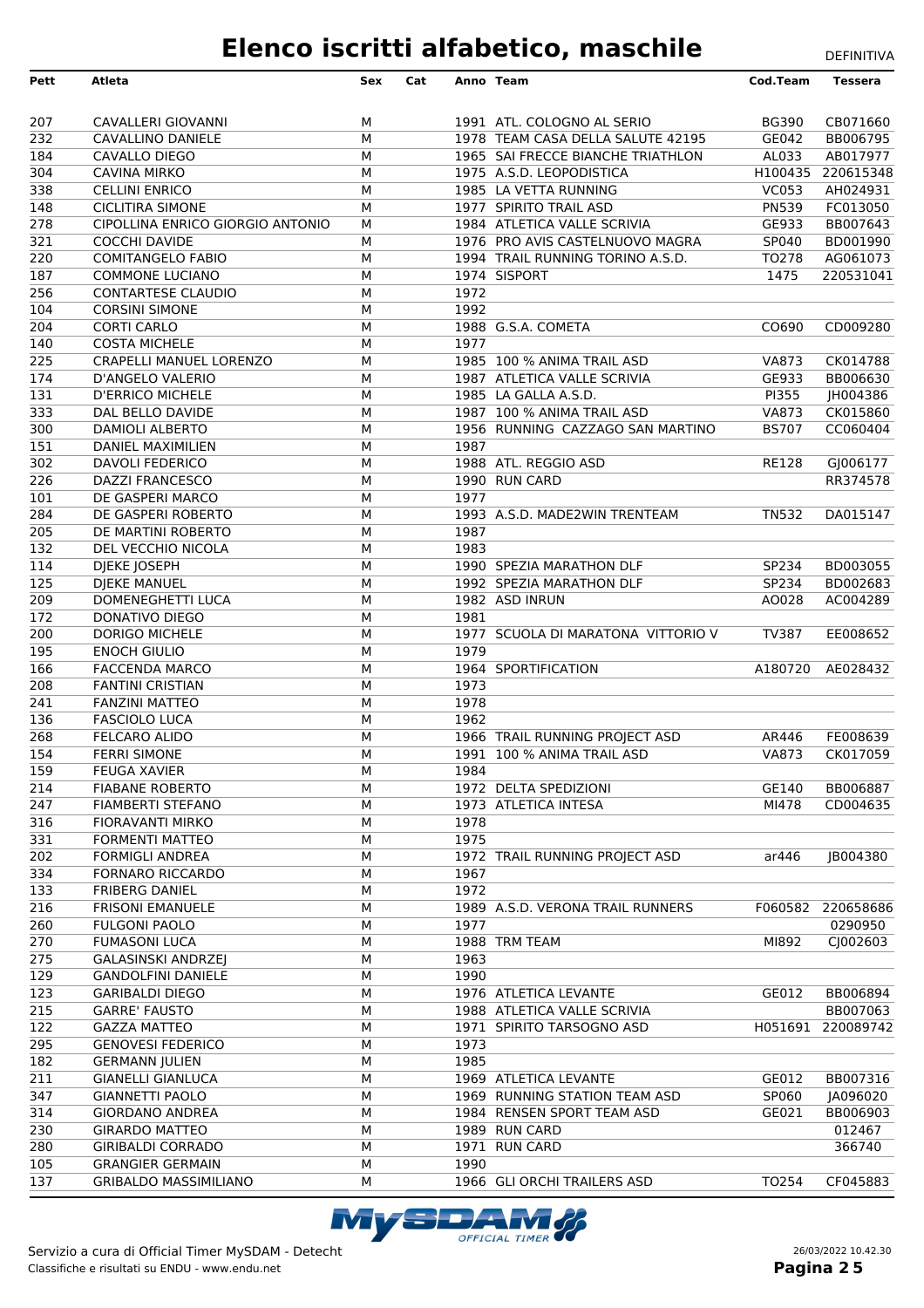# Elenco iscritti alfabetico, maschile

DEFINITIVA

| Pett | Atleta | Sex | Cat | Anno | Team | Cod.Team | Tessera |
|---|---|---|---|---|---|---|---|
| 207 | CAVALLERI GIOVANNI | M | | 1991 | ATL. COLOGNO AL SERIO | BG390 | CB071660 |
| 232 | CAVALLINO DANIELE | M | | 1978 | TEAM CASA DELLA SALUTE 42195 | GE042 | BB006795 |
| 184 | CAVALLO DIEGO | M | | 1965 | SAI FRECCE BIANCHE TRIATHLON | AL033 | AB017977 |
| 304 | CAVINA MIRKO | M | | 1975 | A.S.D. LEOPODISTICA | H100435 | 220615348 |
| 338 | CELLINI ENRICO | M | | 1985 | LA VETTA RUNNING | VC053 | AH024931 |
| 148 | CICLITIRA SIMONE | M | | 1977 | SPIRITO TRAIL ASD | PN539 | FC013050 |
| 278 | CIPOLLINA ENRICO GIORGIO ANTONIO | M | | 1984 | ATLETICA VALLE SCRIVIA | GE933 | BB007643 |
| 321 | COCCHI DAVIDE | M | | 1976 | PRO AVIS CASTELNUOVO MAGRA | SP040 | BD001990 |
| 220 | COMITANGELO FABIO | M | | 1994 | TRAIL RUNNING TORINO A.S.D. | TO278 | AG061073 |
| 187 | COMMONE LUCIANO | M | | 1974 | SISPORT | 1475 | 220531041 |
| 256 | CONTARTESE CLAUDIO | M | | 1972 | | | |
| 104 | CORSINI SIMONE | M | | 1992 | | | |
| 204 | CORTI CARLO | M | | 1988 | G.S.A. COMETA | CO690 | CD009280 |
| 140 | COSTA MICHELE | M | | 1977 | | | |
| 225 | CRAPELLI MANUEL LORENZO | M | | 1985 | 100 % ANIMA TRAIL ASD | VA873 | CK014788 |
| 174 | D'ANGELO VALERIO | M | | 1987 | ATLETICA VALLE SCRIVIA | GE933 | BB006630 |
| 131 | D'ERRICO MICHELE | M | | 1985 | LA GALLA A.S.D. | PI355 | JH004386 |
| 333 | DAL BELLO DAVIDE | M | | 1987 | 100 % ANIMA TRAIL ASD | VA873 | CK015860 |
| 300 | DAMIOLI ALBERTO | M | | 1956 | RUNNING CAZZAGO SAN MARTINO | BS707 | CC060404 |
| 151 | DANIEL MAXIMILIEN | M | | 1987 | | | |
| 302 | DAVOLI FEDERICO | M | | 1988 | ATL. REGGIO ASD | RE128 | GJ006177 |
| 226 | DAZZI FRANCESCO | M | | 1990 | RUN CARD | | RR374578 |
| 101 | DE GASPERI MARCO | M | | 1977 | | | |
| 284 | DE GASPERI ROBERTO | M | | 1993 | A.S.D. MADE2WIN TRENTEAM | TN532 | DA015147 |
| 205 | DE MARTINI ROBERTO | M | | 1987 | | | |
| 132 | DEL VECCHIO NICOLA | M | | 1983 | | | |
| 114 | DJEKE JOSEPH | M | | 1990 | SPEZIA MARATHON DLF | SP234 | BD003055 |
| 125 | DJEKE MANUEL | M | | 1992 | SPEZIA MARATHON DLF | SP234 | BD002683 |
| 209 | DOMENEGHETTI LUCA | M | | 1982 | ASD INRUN | AO028 | AC004289 |
| 172 | DONATIVO DIEGO | M | | 1981 | | | |
| 200 | DORIGO MICHELE | M | | 1977 | SCUOLA DI MARATONA VITTORIO V | TV387 | EE008652 |
| 195 | ENOCH GIULIO | M | | 1979 | | | |
| 166 | FACCENDA MARCO | M | | 1964 | SPORTIFICATION | A180720 | AE028432 |
| 208 | FANTINI CRISTIAN | M | | 1973 | | | |
| 241 | FANZINI MATTEO | M | | 1978 | | | |
| 136 | FASCIOLO LUCA | M | | 1962 | | | |
| 268 | FELCARO ALIDO | M | | 1966 | TRAIL RUNNING PROJECT ASD | AR446 | FE008639 |
| 154 | FERRI SIMONE | M | | 1991 | 100 % ANIMA TRAIL ASD | VA873 | CK017059 |
| 159 | FEUGA XAVIER | M | | 1984 | | | |
| 214 | FIABANE ROBERTO | M | | 1972 | DELTA SPEDIZIONI | GE140 | BB006887 |
| 247 | FIAMBERTI STEFANO | M | | 1973 | ATLETICA INTESA | MI478 | CD004635 |
| 316 | FIORAVANTI MIRKO | M | | 1978 | | | |
| 331 | FORMENTI MATTEO | M | | 1975 | | | |
| 202 | FORMIGLI ANDREA | M | | 1972 | TRAIL RUNNING PROJECT ASD | ar446 | JB004380 |
| 334 | FORNARO RICCARDO | M | | 1967 | | | |
| 133 | FRIBERG DANIEL | M | | 1972 | | | |
| 216 | FRISONI EMANUELE | M | | 1989 | A.S.D. VERONA TRAIL RUNNERS | F060582 | 220658686 |
| 260 | FULGONI PAOLO | M | | 1977 | | | 0290950 |
| 270 | FUMASONI LUCA | M | | 1988 | TRM TEAM | MI892 | CJ002603 |
| 275 | GALASINSKI ANDRZEJ | M | | 1963 | | | |
| 129 | GANDOLFINI DANIELE | M | | 1990 | | | |
| 123 | GARIBALDI DIEGO | M | | 1976 | ATLETICA LEVANTE | GE012 | BB006894 |
| 215 | GARRE' FAUSTO | M | | 1988 | ATLETICA VALLE SCRIVIA | | BB007063 |
| 122 | GAZZA MATTEO | M | | 1971 | SPIRITO TARSOGNO ASD | H051691 | 220089742 |
| 295 | GENOVESI FEDERICO | M | | 1973 | | | |
| 182 | GERMANN JULIEN | M | | 1985 | | | |
| 211 | GIANELLI GIANLUCA | M | | 1969 | ATLETICA LEVANTE | GE012 | BB007316 |
| 347 | GIANNETTI PAOLO | M | | 1969 | RUNNING STATION TEAM ASD | SP060 | JA096020 |
| 314 | GIORDANO ANDREA | M | | 1984 | RENSEN SPORT TEAM ASD | GE021 | BB006903 |
| 230 | GIRARDO MATTEO | M | | 1989 | RUN CARD | | 012467 |
| 280 | GIRIBALDI CORRADO | M | | 1971 | RUN CARD | | 366740 |
| 105 | GRANGIER GERMAIN | M | | 1990 | | | |
| 137 | GRIBALDO MASSIMILIANO | M | | 1966 | GLI ORCHI TRAILERS ASD | TO254 | CF045883 |

Servizio a cura di Official Timer MySDAM - Detecht
Classifiche e risultati su ENDU - www.endu.net

26/03/2022 10.42.30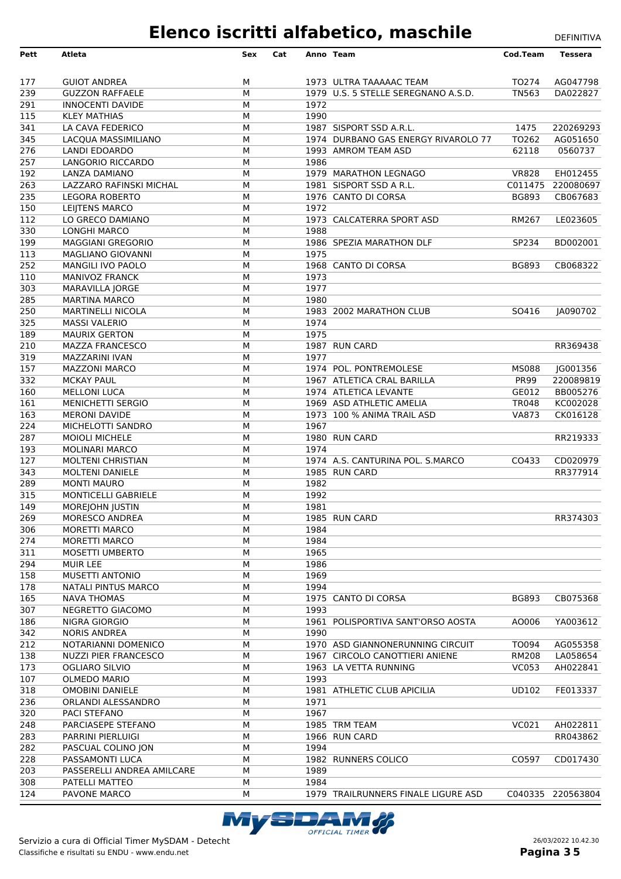# Elenco iscritti alfabetico, maschile

DEFINITIVA

| Pett | Atleta | Sex | Cat | Anno | Team | Cod.Team | Tessera |
|---|---|---|---|---|---|---|---|
| 177 | GUIOT ANDREA | M | | 1973 | ULTRA TAAAAAC TEAM | TO274 | AG047798 |
| 239 | GUZZON RAFFAELE | M | | 1979 | U.S. 5 STELLE SEREGNANO A.S.D. | TN563 | DA022827 |
| 291 | INNOCENTI DAVIDE | M | | 1972 | | | |
| 115 | KLEY MATHIAS | M | | 1990 | | | |
| 341 | LA CAVA FEDERICO | M | | 1987 | SISPORT SSD A.R.L. | 1475 | 220269293 |
| 345 | LACQUA MASSIMILIANO | M | | 1974 | DURBANO GAS ENERGY RIVAROLO 77 | TO262 | AG051650 |
| 276 | LANDI EDOARDO | M | | 1993 | AMROM TEAM ASD | 62118 | 0560737 |
| 257 | LANGORIO RICCARDO | M | | 1986 | | | |
| 192 | LANZA DAMIANO | M | | 1979 | MARATHON LEGNAGO | VR828 | EH012455 |
| 263 | LAZZARO RAFINSKI MICHAL | M | | 1981 | SISPORT SSD A R.L. | C011475 | 220080697 |
| 235 | LEGORA ROBERTO | M | | 1976 | CANTO DI CORSA | BG893 | CB067683 |
| 150 | LEIJTENS MARCO | M | | 1972 | | | |
| 112 | LO GRECO DAMIANO | M | | 1973 | CALCATERRA SPORT ASD | RM267 | LE023605 |
| 330 | LONGHI MARCO | M | | 1988 | | | |
| 199 | MAGGIANI GREGORIO | M | | 1986 | SPEZIA MARATHON DLF | SP234 | BD002001 |
| 113 | MAGLIANO GIOVANNI | M | | 1975 | | | |
| 252 | MANGILI IVO PAOLO | M | | 1968 | CANTO DI CORSA | BG893 | CB068322 |
| 110 | MANIVOZ FRANCK | M | | 1973 | | | |
| 303 | MARAVILLA JORGE | M | | 1977 | | | |
| 285 | MARTINA MARCO | M | | 1980 | | | |
| 250 | MARTINELLI NICOLA | M | | 1983 | 2002 MARATHON CLUB | SO416 | JA090702 |
| 325 | MASSI VALERIO | M | | 1974 | | | |
| 189 | MAURIX GERTON | M | | 1975 | | | |
| 210 | MAZZA FRANCESCO | M | | 1987 | RUN CARD | | RR369438 |
| 319 | MAZZARINI IVAN | M | | 1977 | | | |
| 157 | MAZZONI MARCO | M | | 1974 | POL. PONTREMOLESE | MS088 | JG001356 |
| 332 | MCKAY PAUL | M | | 1967 | ATLETICA CRAL BARILLA | PR99 | 220089819 |
| 160 | MELLONI LUCA | M | | 1974 | ATLETICA LEVANTE | GE012 | BB005276 |
| 161 | MENICHETTI SERGIO | M | | 1969 | ASD ATHLETIC AMELIA | TR048 | KC002028 |
| 163 | MERONI DAVIDE | M | | 1973 | 100 % ANIMA TRAIL ASD | VA873 | CK016128 |
| 224 | MICHELOTTI SANDRO | M | | 1967 | | | |
| 287 | MOIOLI MICHELE | M | | 1980 | RUN CARD | | RR219333 |
| 193 | MOLINARI MARCO | M | | 1974 | | | |
| 127 | MOLTENI CHRISTIAN | M | | 1974 | A.S. CANTURINA POL. S.MARCO | CO433 | CD020979 |
| 343 | MOLTENI DANIELE | M | | 1985 | RUN CARD | | RR377914 |
| 289 | MONTI MAURO | M | | 1982 | | | |
| 315 | MONTICELLI GABRIELE | M | | 1992 | | | |
| 149 | MOREJOHN JUSTIN | M | | 1981 | | | |
| 269 | MORESCO ANDREA | M | | 1985 | RUN CARD | | RR374303 |
| 306 | MORETTI MARCO | M | | 1984 | | | |
| 274 | MORETTI MARCO | M | | 1984 | | | |
| 311 | MOSETTI UMBERTO | M | | 1965 | | | |
| 294 | MUIR LEE | M | | 1986 | | | |
| 158 | MUSETTI ANTONIO | M | | 1969 | | | |
| 178 | NATALI PINTUS MARCO | M | | 1994 | | | |
| 165 | NAVA THOMAS | M | | 1975 | CANTO DI CORSA | BG893 | CB075368 |
| 307 | NEGRETTO GIACOMO | M | | 1993 | | | |
| 186 | NIGRA GIORGIO | M | | 1961 | POLISPORTIVA SANT'ORSO AOSTA | AO006 | YA003612 |
| 342 | NORIS ANDREA | M | | 1990 | | | |
| 212 | NOTARIANNI DOMENICO | M | | 1970 | ASD GIANNONERUNNING CIRCUIT | TO094 | AG055358 |
| 138 | NUZZI PIER FRANCESCO | M | | 1967 | CIRCOLO CANOTTIERI ANIENE | RM208 | LA058654 |
| 173 | OGLIARO SILVIO | M | | 1963 | LA VETTA RUNNING | VC053 | AH022841 |
| 107 | OLMEDO MARIO | M | | 1993 | | | |
| 318 | OMOBINI DANIELE | M | | 1981 | ATHLETIC CLUB APICILIA | UD102 | FE013337 |
| 236 | ORLANDI ALESSANDRO | M | | 1971 | | | |
| 320 | PACI STEFANO | M | | 1967 | | | |
| 248 | PARCIASEPE STEFANO | M | | 1985 | TRM TEAM | VC021 | AH022811 |
| 283 | PARRINI PIERLUIGI | M | | 1966 | RUN CARD | | RR043862 |
| 282 | PASCUAL COLINO JON | M | | 1994 | | | |
| 228 | PASSAMONTI LUCA | M | | 1982 | RUNNERS COLICO | CO597 | CD017430 |
| 203 | PASSERELLI ANDREA AMILCARE | M | | 1989 | | | |
| 308 | PATELLI MATTEO | M | | 1984 | | | |
| 124 | PAVONE MARCO | M | | 1979 | TRAILRUNNERS FINALE LIGURE ASD | C040335 | 220563804 |

Servizio a cura di Official Timer MySDAM - Detecht
Classifiche e risultati su ENDU - www.endu.net

26/03/2022 10.42.30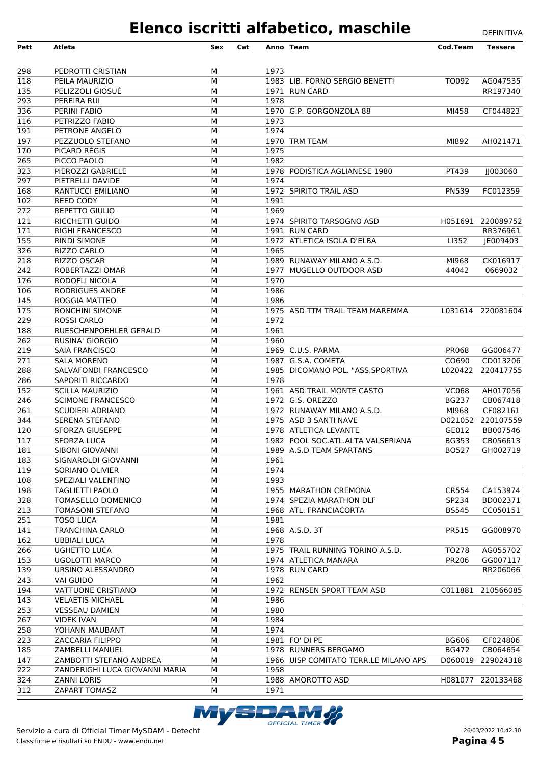# Elenco iscritti alfabetico, maschile

DEFINITIVA

| Pett | Atleta | Sex | Cat | Anno | Team | Cod.Team | Tessera |
|---|---|---|---|---|---|---|---|
| 298 | PEDROTTI CRISTIAN | M | | 1973 | | | |
| 118 | PEILA MAURIZIO | M | | 1983 | LIB. FORNO SERGIO BENETTI | TO092 | AG047535 |
| 135 | PELIZZOLI GIOSUÈ | M | | 1971 | RUN CARD | | RR197340 |
| 293 | PEREIRA RUI | M | | 1978 | | | |
| 336 | PERINI FABIO | M | | 1970 | G.P. GORGONZOLA 88 | MI458 | CF044823 |
| 116 | PETRIZZO FABIO | M | | 1973 | | | |
| 191 | PETRONE ANGELO | M | | 1974 | | | |
| 197 | PEZZUOLO STEFANO | M | | 1970 | TRM TEAM | MI892 | AH021471 |
| 170 | PICARD RÉGIS | M | | 1975 | | | |
| 265 | PICCO PAOLO | M | | 1982 | | | |
| 323 | PIEROZZI GABRIELE | M | | 1978 | PODISTICA AGLIANESE 1980 | PT439 | JJ003060 |
| 297 | PIETRELLI DAVIDE | M | | 1974 | | | |
| 168 | RANTUCCI EMILIANO | M | | 1972 | SPIRITO TRAIL ASD | PN539 | FC012359 |
| 102 | REED CODY | M | | 1991 | | | |
| 272 | REPETTO GIULIO | M | | 1969 | | | |
| 121 | RICCHETTI GUIDO | M | | 1974 | SPIRITO TARSOGNO ASD | H051691 | 220089752 |
| 171 | RIGHI FRANCESCO | M | | 1991 | RUN CARD | | RR376961 |
| 155 | RINDI SIMONE | M | | 1972 | ATLETICA ISOLA D'ELBA | LI352 | JE009403 |
| 326 | RIZZO CARLO | M | | 1965 | | | |
| 218 | RIZZO OSCAR | M | | 1989 | RUNAWAY MILANO A.S.D. | MI968 | CK016917 |
| 242 | ROBERTAZZI OMAR | M | | 1977 | MUGELLO OUTDOOR ASD | 44042 | 0669032 |
| 176 | RODOFLI NICOLA | M | | 1970 | | | |
| 106 | RODRIGUES ANDRE | M | | 1986 | | | |
| 145 | ROGGIA MATTEO | M | | 1986 | | | |
| 175 | RONCHINI SIMONE | M | | 1975 | ASD TTM TRAIL TEAM MAREMMA | L031614 | 220081604 |
| 229 | ROSSI CARLO | M | | 1972 | | | |
| 188 | RUESCHENPOEHLER GERALD | M | | 1961 | | | |
| 262 | RUSINA' GIORGIO | M | | 1960 | | | |
| 219 | SAIA FRANCISCO | M | | 1969 | C.U.S. PARMA | PR068 | GG006477 |
| 271 | SALA MORENO | M | | 1987 | G.S.A. COMETA | CO690 | CD013206 |
| 288 | SALVAFONDI FRANCESCO | M | | 1985 | DICOMANO POL. "ASS.SPORTIVA | L020422 | 220417755 |
| 286 | SAPORITI RICCARDO | M | | 1978 | | | |
| 152 | SCILLA MAURIZIO | M | | 1961 | ASD TRAIL MONTE CASTO | VC068 | AH017056 |
| 246 | SCIMONE FRANCESCO | M | | 1972 | G.S. OREZZO | BG237 | CB067418 |
| 261 | SCUDIERI ADRIANO | M | | 1972 | RUNAWAY MILANO A.S.D. | MI968 | CF082161 |
| 344 | SERENA STEFANO | M | | 1975 | ASD 3 SANTI NAVE | D021052 | 220107559 |
| 120 | SFORZA GIUSEPPE | M | | 1978 | ATLETICA LEVANTE | GE012 | BB007546 |
| 117 | SFORZA LUCA | M | | 1982 | POOL SOC.ATL.ALTA VALSERIANA | BG353 | CB056613 |
| 181 | SIBONI GIOVANNI | M | | 1989 | A.S.D TEAM SPARTANS | BO527 | GH002719 |
| 183 | SIGNAROLDI GIOVANNI | M | | 1961 | | | |
| 119 | SORIANO OLIVIER | M | | 1974 | | | |
| 108 | SPEZIALI VALENTINO | M | | 1993 | | | |
| 198 | TAGLIETTI PAOLO | M | | 1955 | MARATHON CREMONA | CR554 | CA153974 |
| 328 | TOMASELLO DOMENICO | M | | 1974 | SPEZIA MARATHON DLF | SP234 | BD002371 |
| 213 | TOMASONI STEFANO | M | | 1968 | ATL. FRANCIACORTA | BS545 | CC050151 |
| 251 | TOSO LUCA | M | | 1981 | | | |
| 141 | TRANCHINA CARLO | M | | 1968 | A.S.D. 3T | PR515 | GG008970 |
| 162 | UBBIALI LUCA | M | | 1978 | | | |
| 266 | UGHETTO LUCA | M | | 1975 | TRAIL RUNNING TORINO A.S.D. | TO278 | AG055702 |
| 153 | UGOLOTTI MARCO | M | | 1974 | ATLETICA MANARA | PR206 | GG007117 |
| 139 | URSINO ALESSANDRO | M | | 1978 | RUN CARD | | RR206066 |
| 243 | VAI GUIDO | M | | 1962 | | | |
| 194 | VATTUONE CRISTIANO | M | | 1972 | RENSEN SPORT TEAM ASD | C011881 | 210566085 |
| 143 | VELAETIS MICHAEL | M | | 1986 | | | |
| 253 | VESSEAU DAMIEN | M | | 1980 | | | |
| 267 | VIDEK IVAN | M | | 1984 | | | |
| 258 | YOHANN MAUBANT | M | | 1974 | | | |
| 223 | ZACCARIA FILIPPO | M | | 1981 | FO' DI PE | BG606 | CF024806 |
| 185 | ZAMBELLI MANUEL | M | | 1978 | RUNNERS BERGAMO | BG472 | CB064654 |
| 147 | ZAMBOTTI STEFANO ANDREA | M | | 1966 | UISP COMITATO TERR.LE MILANO APS | D060019 | 229024318 |
| 222 | ZANDERIGHI LUCA GIOVANNI MARIA | M | | 1958 | | | |
| 324 | ZANNI LORIS | M | | 1988 | AMOROTTO ASD | H081077 | 220133468 |
| 312 | ZAPART TOMASZ | M | | 1971 | | | |

Servizio a cura di Official Timer MySDAM - Detecht
Classifiche e risultati su ENDU - www.endu.net

26/03/2022 10.42.30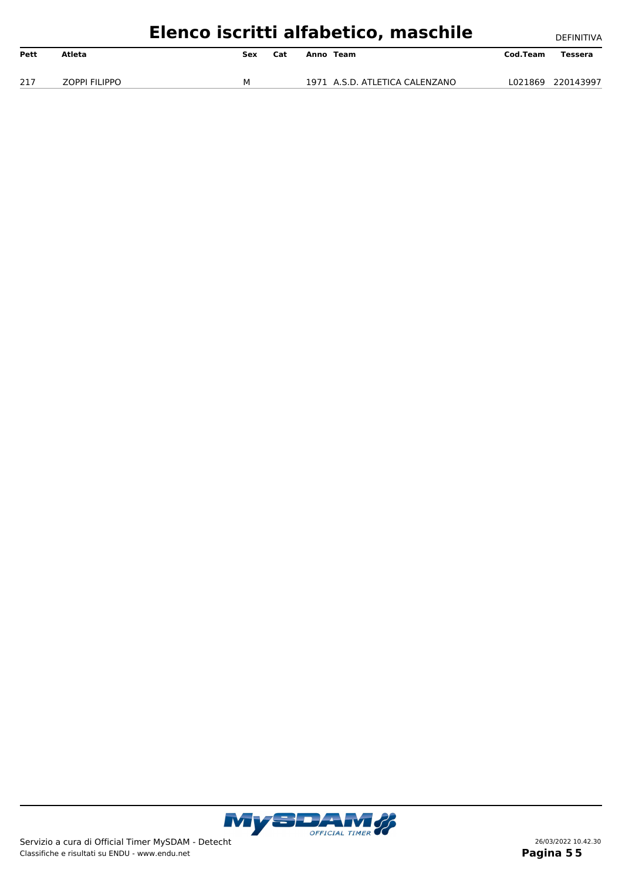# Elenco iscritti alfabetico, maschile

DEFINITIVA

| Pett | Atleta | Sex | Cat | Anno | Team | Cod.Team | Tessera |
|---|---|---|---|---|---|---|---|
| 217 | ZOPPI FILIPPO | M | | 1971 | A.S.D. ATLETICA CALENZANO | L021869 | 220143997 |

Servizio a cura di Official Timer MySDAM - Detecht
Classifiche e risultati su ENDU - www.endu.net

26/03/2022 10.42.30